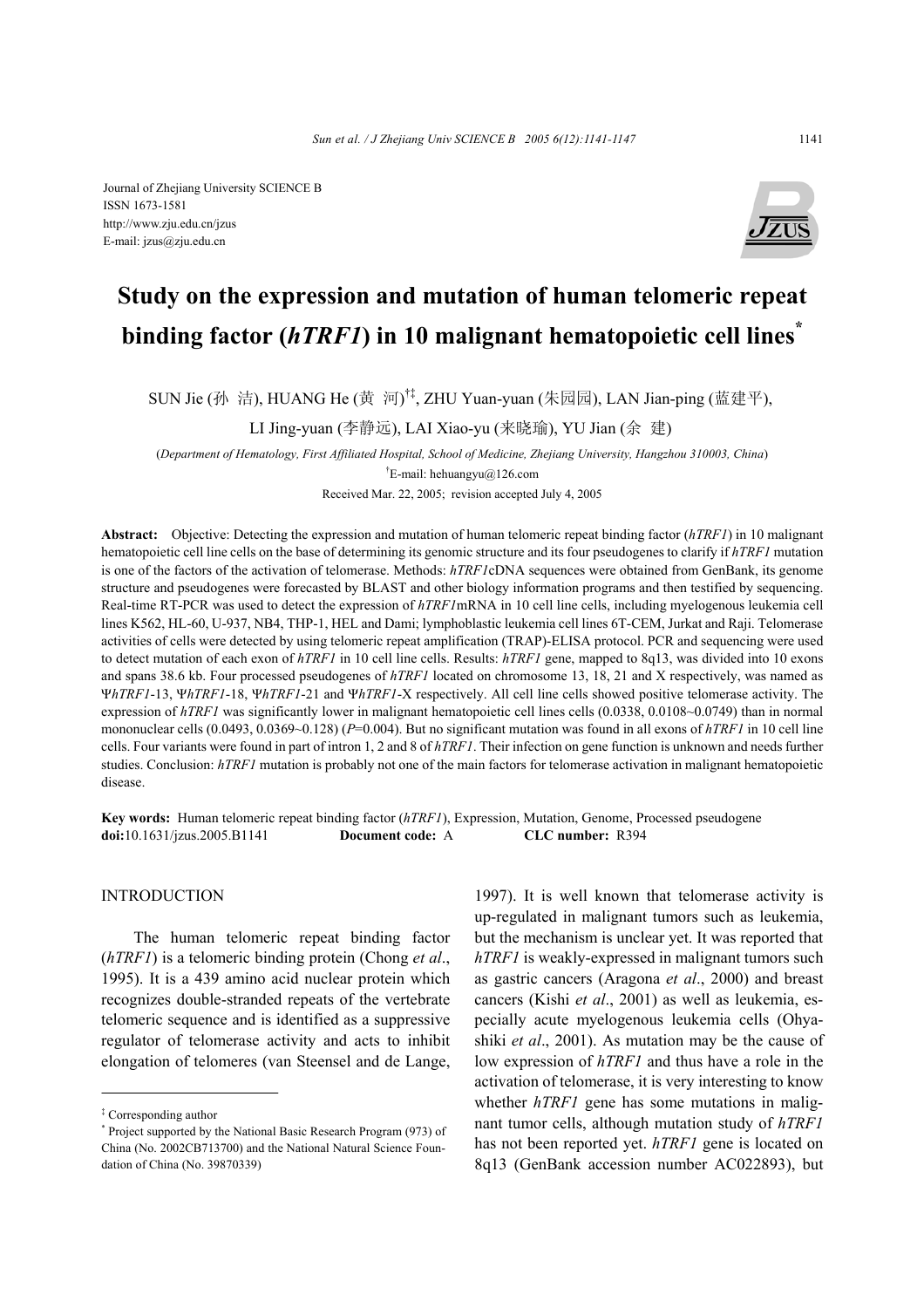Journal of Zhejiang University SCIENCE B
ISSN 1673-1581
http://www.zju.edu.cn/jzus
E-mail: jzus@zju.edu.cn

# Study on the expression and mutation of human telomeric repeat binding factor (*hTRF1*) in 10 malignant hematopoietic cell lines*

SUN Jie (孙 洁), HUANG He (黄 河)[†‡], ZHU Yuan-yuan (朱园园), LAN Jian-ping (蓝建平), LI Jing-yuan (李静远), LAI Xiao-yu (来晓瑜), YU Jian (余 建)

(*Department of Hematology, First Affiliated Hospital, School of Medicine, Zhejiang University, Hangzhou 310003, China*)

[†]E-mail: hehuangyu@126.com

Received Mar. 22, 2005; revision accepted July 4, 2005

**Abstract:** Objective: Detecting the expression and mutation of human telomeric repeat binding factor (*hTRF1*) in 10 malignant hematopoietic cell line cells on the base of determining its genomic structure and its four pseudogenes to clarify if *hTRF1* mutation is one of the factors of the activation of telomerase. Methods: *hTRF1*cDNA sequences were obtained from GenBank, its genome structure and pseudogenes were forecasted by BLAST and other biology information programs and then testified by sequencing. Real-time RT-PCR was used to detect the expression of *hTRF1*mRNA in 10 cell line cells, including myelogenous leukemia cell lines K562, HL-60, U-937, NB4, THP-1, HEL and Dami; lymphoblastic leukemia cell lines 6T-CEM, Jurkat and Raji. Telomerase activities of cells were detected by using telomeric repeat amplification (TRAP)-ELISA protocol. PCR and sequencing were used to detect mutation of each exon of *hTRF1* in 10 cell line cells. Results: *hTRF1* gene, mapped to 8q13, was divided into 10 exons and spans 38.6 kb. Four processed pseudogenes of *hTRF1* located on chromosome 13, 18, 21 and X respectively, was named as Ψ*hTRF1*-13, Ψ*hTRF1*-18, Ψ*hTRF1*-21 and Ψ*hTRF1*-X respectively. All cell line cells showed positive telomerase activity. The expression of *hTRF1* was significantly lower in malignant hematopoietic cell lines cells (0.0338, 0.0108~0.0749) than in normal mononuclear cells (0.0493, 0.0369~0.128) ($P$=0.004). But no significant mutation was found in all exons of *hTRF1* in 10 cell line cells. Four variants were found in part of intron 1, 2 and 8 of *hTRF1*. Their infection on gene function is unknown and needs further studies. Conclusion: *hTRF1* mutation is probably not one of the main factors for telomerase activation in malignant hematopoietic disease.

**Key words:** Human telomeric repeat binding factor (*hTRF1*), Expression, Mutation, Genome, Processed pseudogene
**doi:**10.1631/jzus.2005.B1141 **Document code:** A **CLC number:** R394

## INTRODUCTION

The human telomeric repeat binding factor (*hTRF1*) is a telomeric binding protein (Chong *et al*., 1995). It is a 439 amino acid nuclear protein which recognizes double-stranded repeats of the vertebrate telomeric sequence and is identified as a suppressive regulator of telomerase activity and acts to inhibit elongation of telomeres (van Steensel and de Lange, 1997). It is well known that telomerase activity is up-regulated in malignant tumors such as leukemia, but the mechanism is unclear yet. It was reported that *hTRF1* is weakly-expressed in malignant tumors such as gastric cancers (Aragona *et al*., 2000) and breast cancers (Kishi *et al*., 2001) as well as leukemia, especially acute myelogenous leukemia cells (Ohyashiki *et al*., 2001). As mutation may be the cause of low expression of *hTRF1* and thus have a role in the activation of telomerase, it is very interesting to know whether *hTRF1* gene has some mutations in malignant tumor cells, although mutation study of *hTRF1* has not been reported yet. *hTRF1* gene is located on 8q13 (GenBank accession number AC022893), but

---

[‡] Corresponding author

[*] Project supported by the National Basic Research Program (973) of China (No. 2002CB713700) and the National Natural Science Foundation of China (No. 39870339)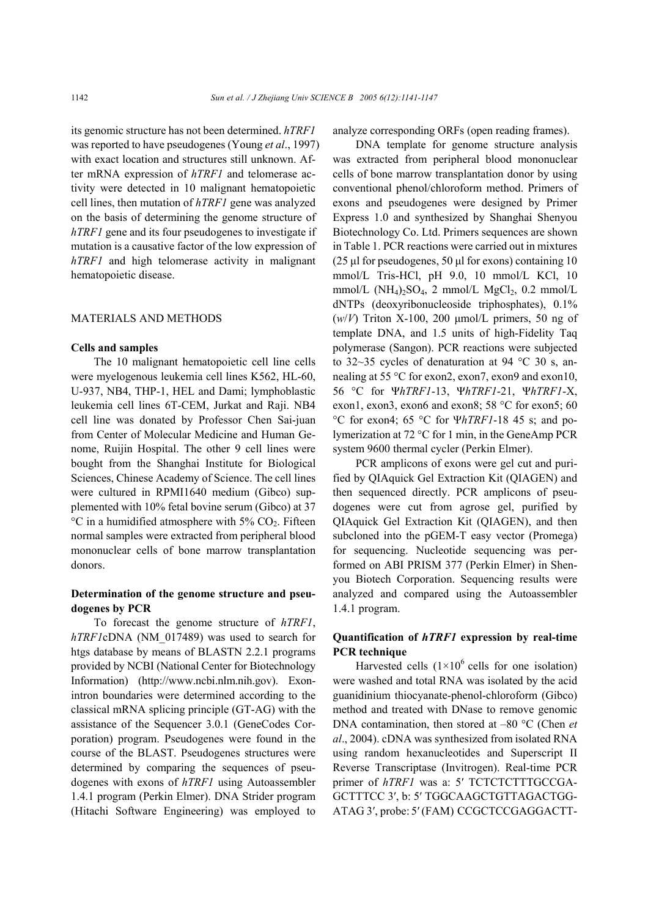its genomic structure has not been determined. *hTRF1* was reported to have pseudogenes (Young *et al*., 1997) with exact location and structures still unknown. After mRNA expression of *hTRF1* and telomerase activity were detected in 10 malignant hematopoietic cell lines, then mutation of *hTRF1* gene was analyzed on the basis of determining the genome structure of *hTRF1* gene and its four pseudogenes to investigate if mutation is a causative factor of the low expression of *hTRF1* and high telomerase activity in malignant hematopoietic disease.

## MATERIALS AND METHODS

### Cells and samples

The 10 malignant hematopoietic cell line cells were myelogenous leukemia cell lines K562, HL-60, U-937, NB4, THP-1, HEL and Dami; lymphoblastic leukemia cell lines 6T-CEM, Jurkat and Raji. NB4 cell line was donated by Professor Chen Sai-juan from Center of Molecular Medicine and Human Genome, Ruijin Hospital. The other 9 cell lines were bought from the Shanghai Institute for Biological Sciences, Chinese Academy of Science. The cell lines were cultured in RPMI1640 medium (Gibco) supplemented with 10% fetal bovine serum (Gibco) at 37 °C in a humidified atmosphere with 5% $CO_2$. Fifteen normal samples were extracted from peripheral blood mononuclear cells of bone marrow transplantation donors.

### Determination of the genome structure and pseudogenes by PCR

To forecast the genome structure of *hTRF1*, *hTRF1*cDNA (NM_017489) was used to search for htgs database by means of BLASTN 2.2.1 programs provided by NCBI (National Center for Biotechnology Information) (http://www.ncbi.nlm.nih.gov). Exon-intron boundaries were determined according to the classical mRNA splicing principle (GT-AG) with the assistance of the Sequencer 3.0.1 (GeneCodes Corporation) program. Pseudogenes were found in the course of the BLAST. Pseudogenes structures were determined by comparing the sequences of pseudogenes with exons of *hTRF1* using Autoassembler 1.4.1 program (Perkin Elmer). DNA Strider program (Hitachi Software Engineering) was employed to analyze corresponding ORFs (open reading frames).

DNA template for genome structure analysis was extracted from peripheral blood mononuclear cells of bone marrow transplantation donor by using conventional phenol/chloroform method. Primers of exons and pseudogenes were designed by Primer Express 1.0 and synthesized by Shanghai Shenyou Biotechnology Co. Ltd. Primers sequences are shown in Table 1. PCR reactions were carried out in mixtures (25 μl for pseudogenes, 50 μl for exons) containing 10 mmol/L Tris-HCl, pH 9.0, 10 mmol/L KCl, 10 mmol/L $(NH_4)_2SO_4$, 2 mmol/L $MgCl_2$, 0.2 mmol/L dNTPs (deoxyribonucleoside triphosphates), 0.1% (*w*/*V*) Triton X-100, 200 μmol/L primers, 50 ng of template DNA, and 1.5 units of high-Fidelity Taq polymerase (Sangon). PCR reactions were subjected to 32~35 cycles of denaturation at 94 °C 30 s, annealing at 55 °C for exon2, exon7, exon9 and exon10, 56 °C for Ψ*hTRF1*-13, Ψ*hTRF1*-21, Ψ*hTRF1*-X, exon1, exon3, exon6 and exon8; 58 °C for exon5; 60 °C for exon4; 65 °C for Ψ*hTRF1*-18 45 s; and polymerization at 72 °C for 1 min, in the GeneAmp PCR system 9600 thermal cycler (Perkin Elmer).

PCR amplicons of exons were gel cut and purified by QIAquick Gel Extraction Kit (QIAGEN) and then sequenced directly. PCR amplicons of pseudogenes were cut from agrose gel, purified by QIAquick Gel Extraction Kit (QIAGEN), and then subcloned into the pGEM-T easy vector (Promega) for sequencing. Nucleotide sequencing was performed on ABI PRISM 377 (Perkin Elmer) in Shenyou Biotech Corporation. Sequencing results were analyzed and compared using the Autoassembler 1.4.1 program.

### Quantification of *hTRF1* expression by real-time PCR technique

Harvested cells ($1\times10^6$ cells for one isolation) were washed and total RNA was isolated by the acid guanidinium thiocyanate-phenol-chloroform (Gibco) method and treated with DNase to remove genomic DNA contamination, then stored at –80 °C (Chen *et al*., 2004). cDNA was synthesized from isolated RNA using random hexanucleotides and Superscript II Reverse Transcriptase (Invitrogen). Real-time PCR primer of *hTRF1* was a: 5′ TCTCTCTTTGCCGAGCTTTCC 3′, b: 5′ TGGCAAGCTGTTAGACTGGATAG 3′, probe: 5′(FAM) CCGCTCCGAGGACTT-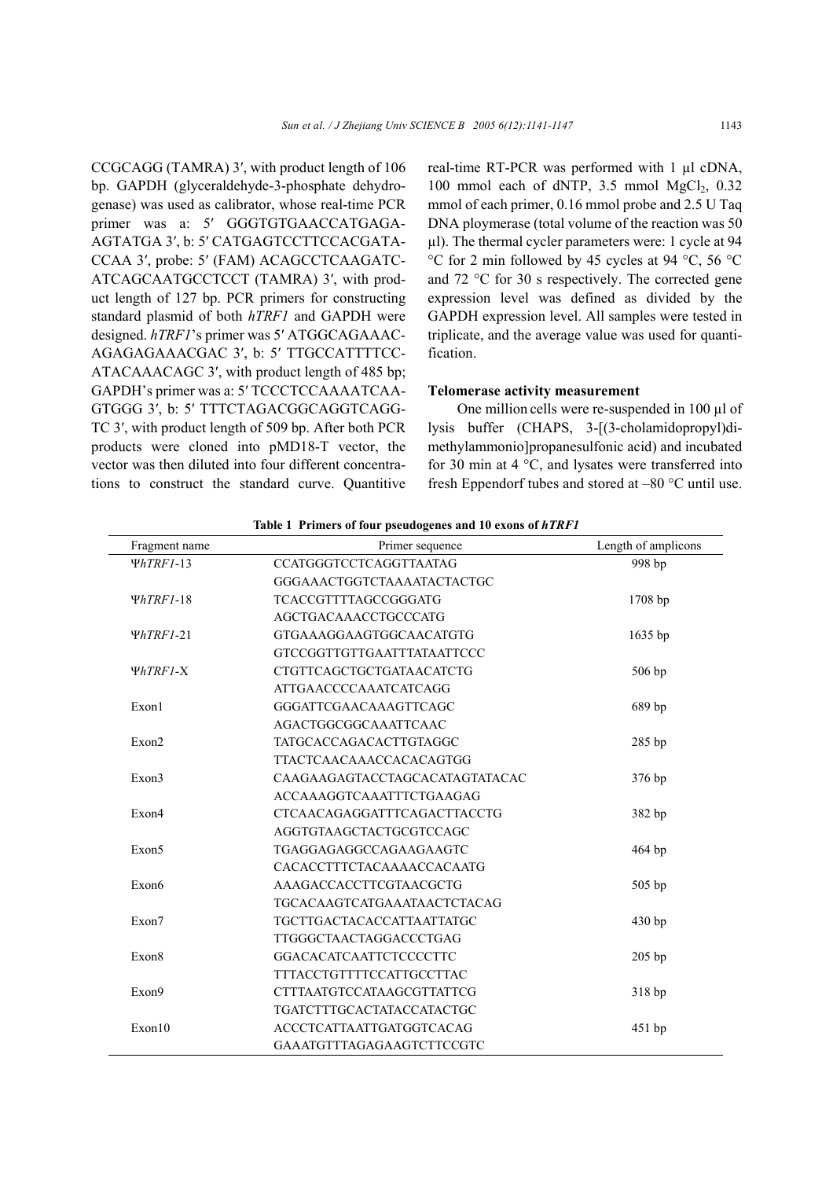CCGCAGG (TAMRA) 3′, with product length of 106 bp. GAPDH (glyceraldehyde-3-phosphate dehydrogenase) was used as calibrator, whose real-time PCR primer was a: 5′ GGGTGTGAACCATGAGAAGTATGA 3′, b: 5′ CATGAGTCCTTCCACGATACCAA 3′, probe: 5′ (FAM) ACAGCCTCAAGATCATCAGCAATGCCTCCT (TAMRA) 3′, with product length of 127 bp. PCR primers for constructing standard plasmid of both *hTRF1* and GAPDH were designed. *hTRF1*'s primer was 5′ ATGGCAGAAACAGAGAGAAACGAC 3′, b: 5′ TTGCCATTTTCCATACAAACAGC 3′, with product length of 485 bp; GAPDH's primer was a: 5′ TCCCTCCAAAATCAAGTGGG 3′, b: 5′ TTTCTAGACGGCAGGTCAGGTC 3′, with product length of 509 bp. After both PCR products were cloned into pMD18-T vector, the vector was then diluted into four different concentrations to construct the standard curve. Quantitive real-time RT-PCR was performed with 1 μl cDNA, 100 mmol each of dNTP, 3.5 mmol $MgCl_2$, 0.32 mmol of each primer, 0.16 mmol probe and 2.5 U Taq DNA ploymerase (total volume of the reaction was 50 μl). The thermal cycler parameters were: 1 cycle at 94 °C for 2 min followed by 45 cycles at 94 °C, 56 °C and 72 °C for 30 s respectively. The corrected gene expression level was defined as divided by the GAPDH expression level. All samples were tested in triplicate, and the average value was used for quantification.

**Telomerase activity measurement**

One million cells were re-suspended in 100 μl of lysis buffer (CHAPS, 3-[(3-cholamidopropyl)dimethylammonio]propanesulfonic acid) and incubated for 30 min at 4 °C, and lysates were transferred into fresh Eppendorf tubes and stored at –80 °C until use.

**Table 1 Primers of four pseudogenes and 10 exons of *hTRF1***

| Fragment name | Primer sequence | Length of amplicons |
|---|---|---|
| Ψ*hTRF1*-13 | CCATGGGTCCTCAGGTTAATAG | 998 bp |
| | GGGAAACTGGTCTAAAATACTACTGC | |
| Ψ*hTRF1*-18 | TCACCGTTTTAGCCGGGATG | 1708 bp |
| | AGCTGACAAACCTGCCCATG | |
| Ψ*hTRF1*-21 | GTGAAAGGAAGTGGCAACATGTG | 1635 bp |
| | GTCCGGTTGTTGAATTTATAATTCCC | |
| Ψ*hTRF1*-X | CTGTTCAGCTGCTGATAACATCTG | 506 bp |
| | ATTGAACCCCAAATCATCAGG | |
| Exon1 | GGGATTCGAACAAAGTTCAGC | 689 bp |
| | AGACTGGCGGCAAATTCAAC | |
| Exon2 | TATGCACCAGACACTTGTAGGC | 285 bp |
| | TTACTCAACAAACCACACAGTGG | |
| Exon3 | CAAGAAGAGTACCTAGCACATAGTATACAC | 376 bp |
| | ACCAAAGGTCAAATTTCTGAAGAG | |
| Exon4 | CTCAACAGAGGATTTCAGACTTACCTG | 382 bp |
| | AGGTGTAAGCTACTGCGTCCAGC | |
| Exon5 | TGAGGAGAGGCCAGAAGAAGTC | 464 bp |
| | CACACCTTTCTACAAAACCACAATG | |
| Exon6 | AAAGACCACCTTCGTAACGCTG | 505 bp |
| | TGCACAAGTCATGAAATAACTCTACAG | |
| Exon7 | TGCTTGACTACACCATTAATTATGC | 430 bp |
| | TTGGGCTAACTAGGACCCTGAG | |
| Exon8 | GGACACATCAATTCTCCCCTTC | 205 bp |
| | TTTACCTGTTTTCCATTGCCTTAC | |
| Exon9 | CTTTAATGTCCATAAGCGTTATTCG | 318 bp |
| | TGATCTTTGCACTATACCATACTGC | |
| Exon10 | ACCCTCATTAATTGATGGTCACAG | 451 bp |
| | GAAATGTTTAGAGAAGTCTTCCGTC | |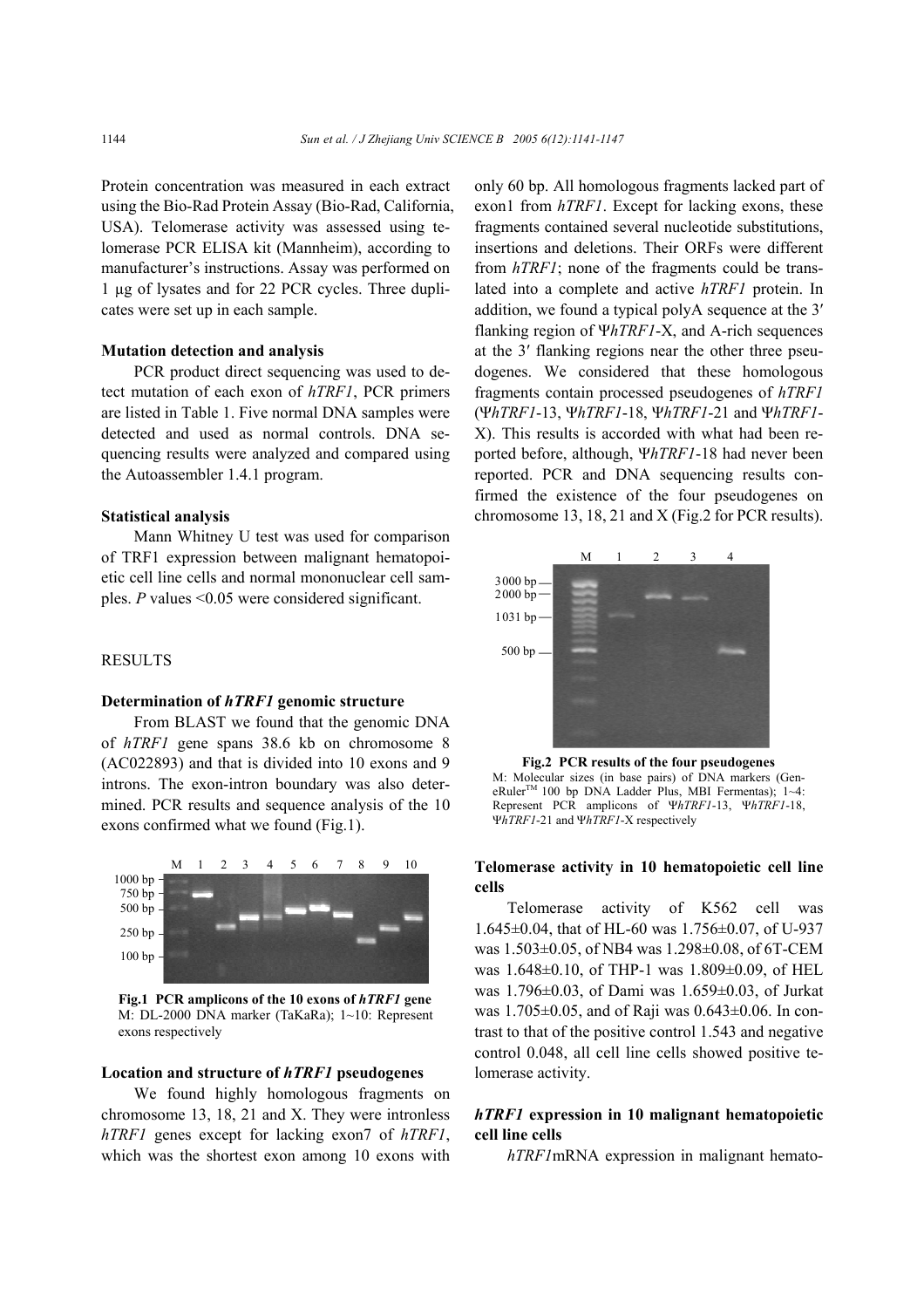Protein concentration was measured in each extract using the Bio-Rad Protein Assay (Bio-Rad, California, USA). Telomerase activity was assessed using telomerase PCR ELISA kit (Mannheim), according to manufacturer's instructions. Assay was performed on 1 μg of lysates and for 22 PCR cycles. Three duplicates were set up in each sample.

### Mutation detection and analysis

PCR product direct sequencing was used to detect mutation of each exon of *hTRF1*, PCR primers are listed in Table 1. Five normal DNA samples were detected and used as normal controls. DNA sequencing results were analyzed and compared using the Autoassembler 1.4.1 program.

### Statistical analysis

Mann Whitney U test was used for comparison of TRF1 expression between malignant hematopoietic cell line cells and normal mononuclear cell samples. *P* values <0.05 were considered significant.

## RESULTS

### Determination of *hTRF1* genomic structure

From BLAST we found that the genomic DNA of *hTRF1* gene spans 38.6 kb on chromosome 8 (AC022893) and that is divided into 10 exons and 9 introns. The exon-intron boundary was also determined. PCR results and sequence analysis of the 10 exons confirmed what we found (Fig.1).

**Fig.1 PCR amplicons of the 10 exons of *hTRF1* gene**
M: DL-2000 DNA marker (TaKaRa); 1~10: Represent exons respectively

### Location and structure of *hTRF1* pseudogenes

We found highly homologous fragments on chromosome 13, 18, 21 and X. They were intronless *hTRF1* genes except for lacking exon7 of *hTRF1*, which was the shortest exon among 10 exons with only 60 bp. All homologous fragments lacked part of exon1 from *hTRF1*. Except for lacking exons, these fragments contained several nucleotide substitutions, insertions and deletions. Their ORFs were different from *hTRF1*; none of the fragments could be translated into a complete and active *hTRF1* protein. In addition, we found a typical polyA sequence at the 3′ flanking region of Ψ*hTRF1*-X, and A-rich sequences at the 3′ flanking regions near the other three pseudogenes. We considered that these homologous fragments contain processed pseudogenes of *hTRF1* (Ψ*hTRF1*-13, Ψ*hTRF1*-18, Ψ*hTRF1*-21 and Ψ*hTRF1*-X). This results is accorded with what had been reported before, although, Ψ*hTRF1*-18 had never been reported. PCR and DNA sequencing results confirmed the existence of the four pseudogenes on chromosome 13, 18, 21 and X (Fig.2 for PCR results).

**Fig.2 PCR results of the four pseudogenes**
M: Molecular sizes (in base pairs) of DNA markers (GeneRuler™ 100 bp DNA Ladder Plus, MBI Fermentas); 1~4: Represent PCR amplicons of Ψ*hTRF1*-13, Ψ*hTRF1*-18, Ψ*hTRF1*-21 and Ψ*hTRF1*-X respectively

### Telomerase activity in 10 hematopoietic cell line cells

Telomerase activity of K562 cell was 1.645±0.04, that of HL-60 was 1.756±0.07, of U-937 was 1.503±0.05, of NB4 was 1.298±0.08, of 6T-CEM was 1.648±0.10, of THP-1 was 1.809±0.09, of HEL was 1.796±0.03, of Dami was 1.659±0.03, of Jurkat was 1.705±0.05, and of Raji was 0.643±0.06. In contrast to that of the positive control 1.543 and negative control 0.048, all cell line cells showed positive telomerase activity.

### *hTRF1* expression in 10 malignant hematopoietic cell line cells

*hTRF1*mRNA expression in malignant hemato-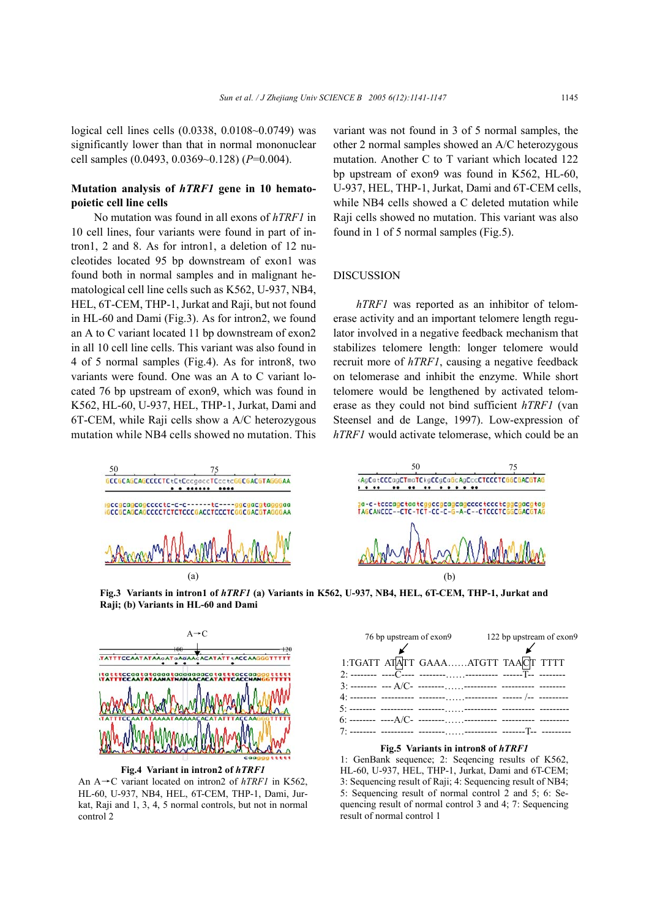logical cell lines cells (0.0338, 0.0108~0.0749) was significantly lower than that in normal mononuclear cell samples (0.0493, 0.0369~0.128) ($P$=0.004).

**Mutation analysis of *hTRF1* gene in 10 hematopoietic cell line cells**

No mutation was found in all exons of *hTRF1* in 10 cell lines, four variants were found in part of intron1, 2 and 8. As for intron1, a deletion of 12 nucleotides located 95 bp downstream of exon1 was found both in normal samples and in malignant hematological cell line cells such as K562, U-937, NB4, HEL, 6T-CEM, THP-1, Jurkat and Raji, but not found in HL-60 and Dami (Fig.3). As for intron2, we found an A to C variant located 11 bp downstream of exon2 in all 10 cell line cells. This variant was also found in 4 of 5 normal samples (Fig.4). As for intron8, two variants were found. One was an A to C variant located 76 bp upstream of exon9, which was found in K562, HL-60, U-937, HEL, THP-1, Jurkat, Dami and 6T-CEM, while Raji cells show a A/C heterozygous mutation while NB4 cells showed no mutation. This variant was not found in 3 of 5 normal samples, the other 2 normal samples showed an A/C heterozygous mutation. Another C to T variant which located 122 bp upstream of exon9 was found in K562, HL-60, U-937, HEL, THP-1, Jurkat, Dami and 6T-CEM cells, while NB4 cells showed a C deleted mutation while Raji cells showed no mutation. This variant was also found in 1 of 5 normal samples (Fig.5).

## DISCUSSION

*hTRF1* was reported as an inhibitor of telomerase activity and an important telomere length regulator involved in a negative feedback mechanism that stabilizes telomere length: longer telomere would recruit more of *hTRF1*, causing a negative feedback on telomerase and inhibit the enzyme. While short telomere would be lengthened by activated telomerase as they could not bind sufficient *hTRF1* (van Steensel and de Lange, 1997). Low-expression of *hTRF1* would activate telomerase, which could be an

**Fig.3 Variants in intron1 of *hTRF1* (a) Variants in K562, U-937, NB4, HEL, 6T-CEM, THP-1, Jurkat and Raji; (b) Variants in HL-60 and Dami**

**Fig.4 Variant in intron2 of *hTRF1***

An A→C variant located on intron2 of *hTRF1* in K562, HL-60, U-937, NB4, HEL, 6T-CEM, THP-1, Dami, Jurkat, Raji and 1, 3, 4, 5 normal controls, but not in normal control 2

| | 76 bp upstream of exon9 | | 122 bp upstream of exon9 | |
|---|---|---|---|---|
| 1:TGATT | ATATT | GAAA……ATGTT | TAACT | TTTT |
| 2: -------- | ----C---- | --------……---------- | ------T-- | -------- |
| 3: -------- | --- A/C- | --------……---------- | ---------- | -------- |
| 4: -------- | ---------- | --------……---------- | ------ /-- | --------- |
| 5: -------- | ---------- | --------……---------- | ---------- | --------- |
| 6: -------- | ----A/C- | --------……---------- | ---------- | --------- |
| 7: -------- | ---------- | --------……---------- | -------T-- | --------- |

**Fig.5 Variants in intron8 of *hTRF1***

1: GenBank sequence; 2: Seqencing results of K562, HL-60, U-937, HEL, THP-1, Jurkat, Dami and 6T-CEM; 3: Sequencing result of Raji; 4: Sequencing result of NB4; 5: Sequencing result of normal control 2 and 5; 6: Sequencing result of normal control 3 and 4; 7: Sequencing result of normal control 1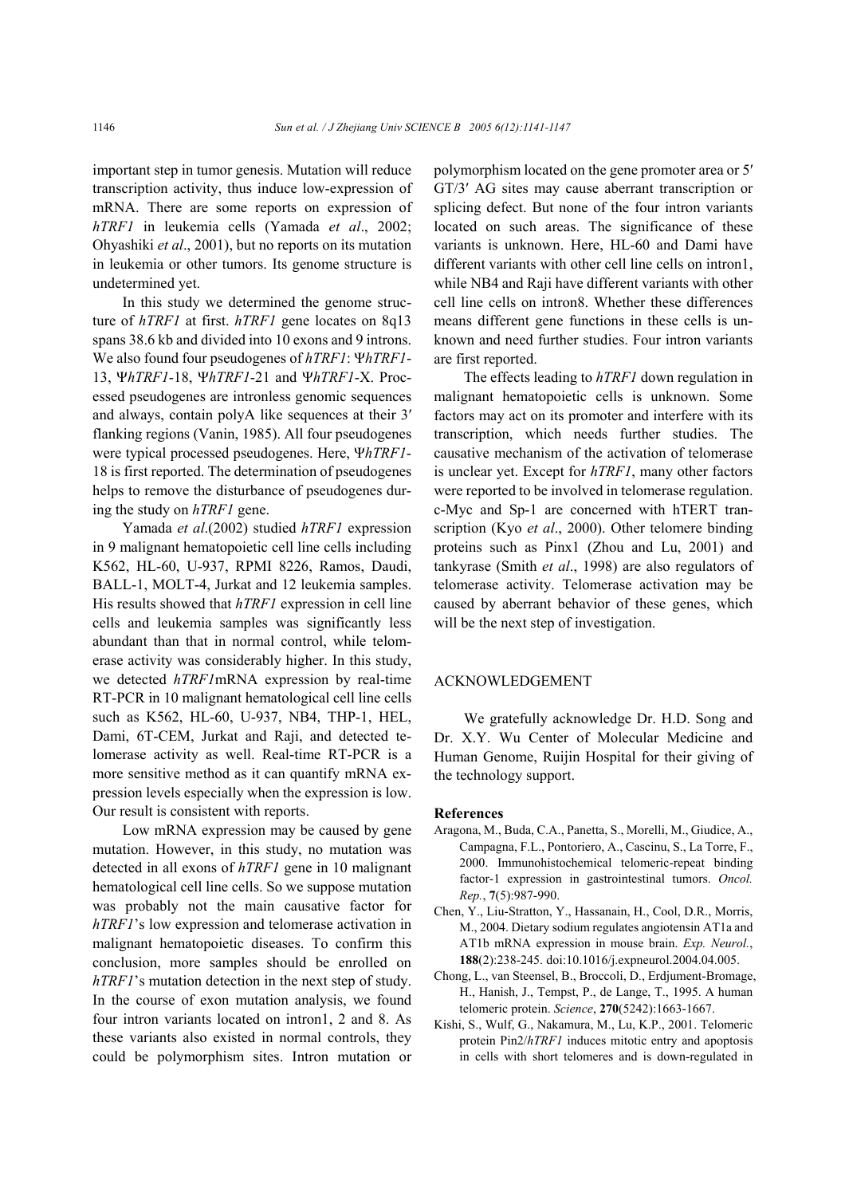important step in tumor genesis. Mutation will reduce transcription activity, thus induce low-expression of mRNA. There are some reports on expression of *hTRF1* in leukemia cells (Yamada *et al*., 2002; Ohyashiki *et al*., 2001), but no reports on its mutation in leukemia or other tumors. Its genome structure is undetermined yet.

In this study we determined the genome structure of *hTRF1* at first. *hTRF1* gene locates on 8q13 spans 38.6 kb and divided into 10 exons and 9 introns. We also found four pseudogenes of *hTRF1*: Ψ*hTRF1*-13, Ψ*hTRF1*-18, Ψ*hTRF1*-21 and Ψ*hTRF1*-X. Processed pseudogenes are intronless genomic sequences and always, contain polyA like sequences at their 3′ flanking regions (Vanin, 1985). All four pseudogenes were typical processed pseudogenes. Here, Ψ*hTRF1*-18 is first reported. The determination of pseudogenes helps to remove the disturbance of pseudogenes during the study on *hTRF1* gene.

Yamada *et al*.(2002) studied *hTRF1* expression in 9 malignant hematopoietic cell line cells including K562, HL-60, U-937, RPMI 8226, Ramos, Daudi, BALL-1, MOLT-4, Jurkat and 12 leukemia samples. His results showed that *hTRF1* expression in cell line cells and leukemia samples was significantly less abundant than that in normal control, while telomerase activity was considerably higher. In this study, we detected *hTRF1*mRNA expression by real-time RT-PCR in 10 malignant hematological cell line cells such as K562, HL-60, U-937, NB4, THP-1, HEL, Dami, 6T-CEM, Jurkat and Raji, and detected telomerase activity as well. Real-time RT-PCR is a more sensitive method as it can quantify mRNA expression levels especially when the expression is low. Our result is consistent with reports.

Low mRNA expression may be caused by gene mutation. However, in this study, no mutation was detected in all exons of *hTRF1* gene in 10 malignant hematological cell line cells. So we suppose mutation was probably not the main causative factor for *hTRF1*'s low expression and telomerase activation in malignant hematopoietic diseases. To confirm this conclusion, more samples should be enrolled on *hTRF1*'s mutation detection in the next step of study. In the course of exon mutation analysis, we found four intron variants located on intron1, 2 and 8. As these variants also existed in normal controls, they could be polymorphism sites. Intron mutation or polymorphism located on the gene promoter area or 5′ GT/3′ AG sites may cause aberrant transcription or splicing defect. But none of the four intron variants located on such areas. The significance of these variants is unknown. Here, HL-60 and Dami have different variants with other cell line cells on intron1, while NB4 and Raji have different variants with other cell line cells on intron8. Whether these differences means different gene functions in these cells is unknown and need further studies. Four intron variants are first reported.

The effects leading to *hTRF1* down regulation in malignant hematopoietic cells is unknown. Some factors may act on its promoter and interfere with its transcription, which needs further studies. The causative mechanism of the activation of telomerase is unclear yet. Except for *hTRF1*, many other factors were reported to be involved in telomerase regulation. c-Myc and Sp-1 are concerned with hTERT transcription (Kyo *et al*., 2000). Other telomere binding proteins such as Pinx1 (Zhou and Lu, 2001) and tankyrase (Smith *et al*., 1998) are also regulators of telomerase activity. Telomerase activation may be caused by aberrant behavior of these genes, which will be the next step of investigation.

## ACKNOWLEDGEMENT

We gratefully acknowledge Dr. H.D. Song and Dr. X.Y. Wu Center of Molecular Medicine and Human Genome, Ruijin Hospital for their giving of the technology support.

## References

Aragona, M., Buda, C.A., Panetta, S., Morelli, M., Giudice, A., Campagna, F.L., Pontoriero, A., Cascinu, S., La Torre, F., 2000. Immunohistochemical telomeric-repeat binding factor-1 expression in gastrointestinal tumors. *Oncol. Rep.*, **7**(5):987-990.

Chen, Y., Liu-Stratton, Y., Hassanain, H., Cool, D.R., Morris, M., 2004. Dietary sodium regulates angiotensin AT1a and AT1b mRNA expression in mouse brain. *Exp. Neurol.*, **188**(2):238-245. doi:10.1016/j.expneurol.2004.04.005.

Chong, L., van Steensel, B., Broccoli, D., Erdjument-Bromage, H., Hanish, J., Tempst, P., de Lange, T., 1995. A human telomeric protein. *Science*, **270**(5242):1663-1667.

Kishi, S., Wulf, G., Nakamura, M., Lu, K.P., 2001. Telomeric protein Pin2/*hTRF1* induces mitotic entry and apoptosis in cells with short telomeres and is down-regulated in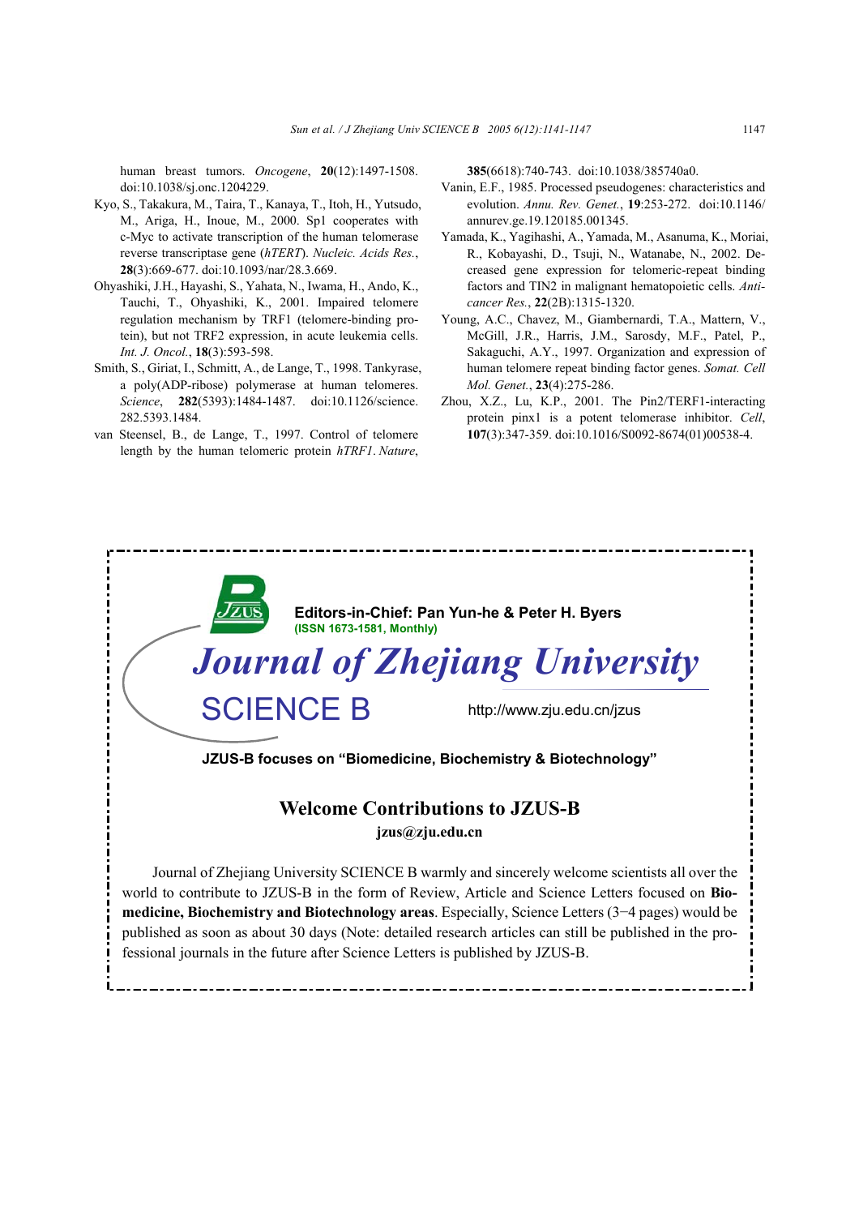human breast tumors. *Oncogene*, **20**(12):1497-1508. doi:10.1038/sj.onc.1204229.

Kyo, S., Takakura, M., Taira, T., Kanaya, T., Itoh, H., Yutsudo, M., Ariga, H., Inoue, M., 2000. Sp1 cooperates with c-Myc to activate transcription of the human telomerase reverse transcriptase gene (*hTERT*). *Nucleic. Acids Res.*, **28**(3):669-677. doi:10.1093/nar/28.3.669.

Ohyashiki, J.H., Hayashi, S., Yahata, N., Iwama, H., Ando, K., Tauchi, T., Ohyashiki, K., 2001. Impaired telomere regulation mechanism by TRF1 (telomere-binding protein), but not TRF2 expression, in acute leukemia cells. *Int. J. Oncol.*, **18**(3):593-598.

Smith, S., Giriat, I., Schmitt, A., de Lange, T., 1998. Tankyrase, a poly(ADP-ribose) polymerase at human telomeres. *Science*, **282**(5393):1484-1487. doi:10.1126/science.282.5393.1484.

van Steensel, B., de Lange, T., 1997. Control of telomere length by the human telomeric protein *hTRF1*. *Nature*, **385**(6618):740-743. doi:10.1038/385740a0.

Vanin, E.F., 1985. Processed pseudogenes: characteristics and evolution. *Annu. Rev. Genet.*, **19**:253-272. doi:10.1146/annurev.ge.19.120185.001345.

Yamada, K., Yagihashi, A., Yamada, M., Asanuma, K., Moriai, R., Kobayashi, D., Tsuji, N., Watanabe, N., 2002. Decreased gene expression for telomeric-repeat binding factors and TIN2 in malignant hematopoietic cells. *Anticancer Res.*, **22**(2B):1315-1320.

Young, A.C., Chavez, M., Giambernardi, T.A., Mattern, V., McGill, J.R., Harris, J.M., Sarosdy, M.F., Patel, P., Sakaguchi, A.Y., 1997. Organization and expression of human telomere repeat binding factor genes. *Somat. Cell Mol. Genet.*, **23**(4):275-286.

Zhou, X.Z., Lu, K.P., 2001. The Pin2/TERF1-interacting protein pinx1 is a potent telomerase inhibitor. *Cell*, **107**(3):347-359. doi:10.1016/S0092-8674(01)00538-4.

---

**Editors-in-Chief: Pan Yun-he & Peter H. Byers**
**(ISSN 1673-1581, Monthly)**

# *Journal of Zhejiang University*
## SCIENCE B

http://www.zju.edu.cn/jzus

**JZUS-B focuses on "Biomedicine, Biochemistry & Biotechnology"**

## Welcome Contributions to JZUS-B

**jzus@zju.edu.cn**

Journal of Zhejiang University SCIENCE B warmly and sincerely welcome scientists all over the world to contribute to JZUS-B in the form of Review, Article and Science Letters focused on **Biomedicine, Biochemistry and Biotechnology areas**. Especially, Science Letters (3−4 pages) would be published as soon as about 30 days (Note: detailed research articles can still be published in the professional journals in the future after Science Letters is published by JZUS-B.